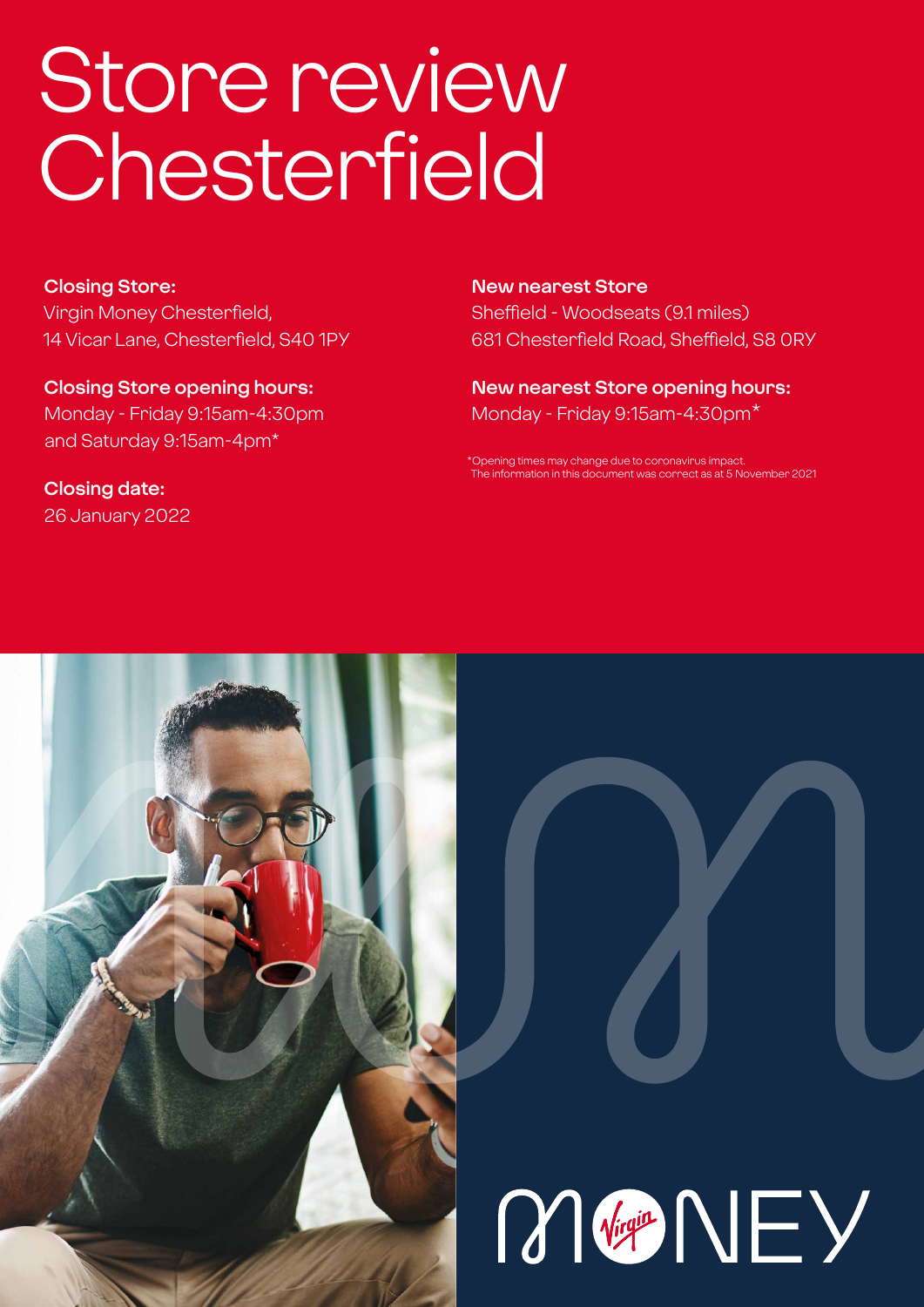# Store review Chesterfield

**Closing Store:**
Virgin Money Chesterfield,
14 Vicar Lane, Chesterfield, S40 1PY

**Closing Store opening hours:**
Monday - Friday 9:15am-4:30pm
and Saturday 9:15am-4pm*

**Closing date:**
26 January 2022

**New nearest Store**
Sheffield - Woodseats (9.1 miles)
681 Chesterfield Road, Sheffield, S8 0RY

**New nearest Store opening hours:**
Monday - Friday 9:15am-4:30pm*

*Opening times may change due to coronavirus impact.
The information in this document was correct as at 5 November 2021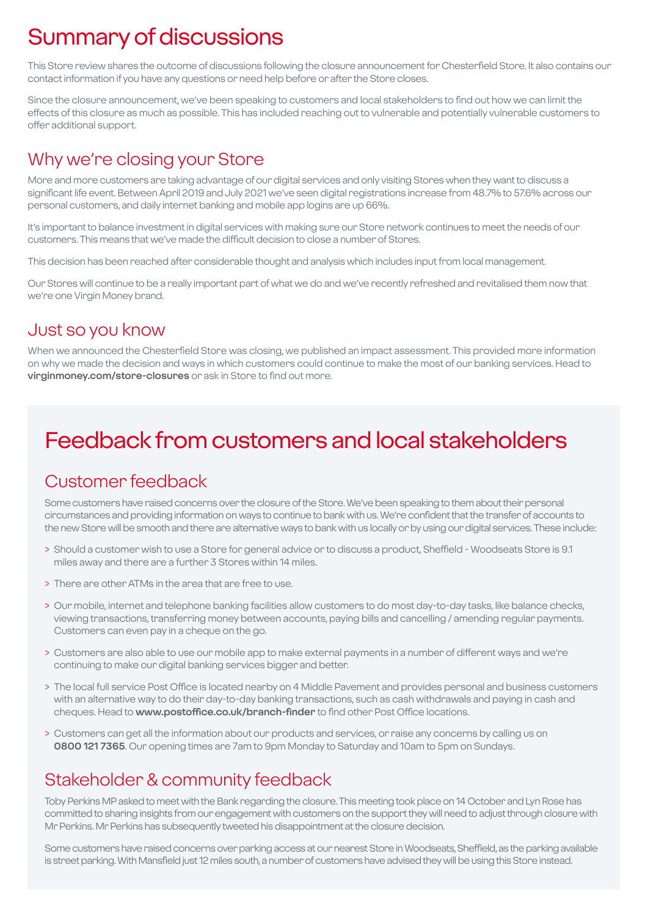# Summary of discussions

This Store review shares the outcome of discussions following the closure announcement for Chesterfield Store. It also contains our contact information if you have any questions or need help before or after the Store closes.

Since the closure announcement, we've been speaking to customers and local stakeholders to find out how we can limit the effects of this closure as much as possible. This has included reaching out to vulnerable and potentially vulnerable customers to offer additional support.

## Why we're closing your Store

More and more customers are taking advantage of our digital services and only visiting Stores when they want to discuss a significant life event. Between April 2019 and July 2021 we've seen digital registrations increase from 48.7% to 57.6% across our personal customers, and daily internet banking and mobile app logins are up 66%.

It's important to balance investment in digital services with making sure our Store network continues to meet the needs of our customers. This means that we've made the difficult decision to close a number of Stores.

This decision has been reached after considerable thought and analysis which includes input from local management.

Our Stores will continue to be a really important part of what we do and we've recently refreshed and revitalised them now that we're one Virgin Money brand.

## Just so you know

When we announced the Chesterfield Store was closing, we published an impact assessment. This provided more information on why we made the decision and ways in which customers could continue to make the most of our banking services. Head to **virginmoney.com/store-closures** or ask in Store to find out more.

# Feedback from customers and local stakeholders

## Customer feedback

Some customers have raised concerns over the closure of the Store. We've been speaking to them about their personal circumstances and providing information on ways to continue to bank with us. We're confident that the transfer of accounts to the new Store will be smooth and there are alternative ways to bank with us locally or by using our digital services. These include:

- Should a customer wish to use a Store for general advice or to discuss a product, Sheffield - Woodseats Store is 9.1 miles away and there are a further 3 Stores within 14 miles.
- There are other ATMs in the area that are free to use.
- Our mobile, internet and telephone banking facilities allow customers to do most day-to-day tasks, like balance checks, viewing transactions, transferring money between accounts, paying bills and cancelling / amending regular payments. Customers can even pay in a cheque on the go.
- Customers are also able to use our mobile app to make external payments in a number of different ways and we're continuing to make our digital banking services bigger and better.
- The local full service Post Office is located nearby on 4 Middle Pavement and provides personal and business customers with an alternative way to do their day-to-day banking transactions, such as cash withdrawals and paying in cash and cheques. Head to **www.postoffice.co.uk/branch-finder** to find other Post Office locations.
- Customers can get all the information about our products and services, or raise any concerns by calling us on **0800 121 7365**. Our opening times are 7am to 9pm Monday to Saturday and 10am to 5pm on Sundays.

## Stakeholder & community feedback

Toby Perkins MP asked to meet with the Bank regarding the closure. This meeting took place on 14 October and Lyn Rose has committed to sharing insights from our engagement with customers on the support they will need to adjust through closure with Mr Perkins. Mr Perkins has subsequently tweeted his disappointment at the closure decision.

Some customers have raised concerns over parking access at our nearest Store in Woodseats, Sheffield, as the parking available is street parking. With Mansfield just 12 miles south, a number of customers have advised they will be using this Store instead.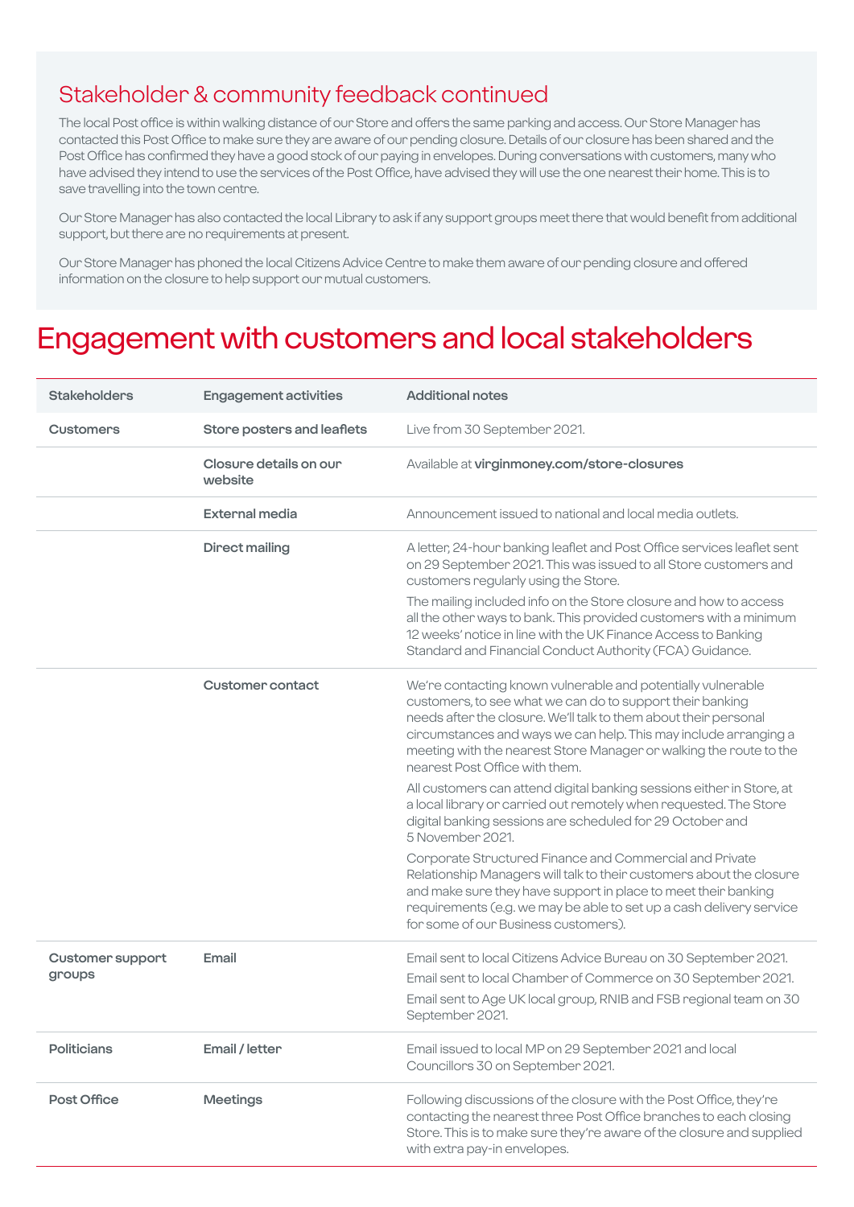## Stakeholder & community feedback continued

The local Post office is within walking distance of our Store and offers the same parking and access. Our Store Manager has contacted this Post Office to make sure they are aware of our pending closure. Details of our closure has been shared and the Post Office has confirmed they have a good stock of our paying in envelopes. During conversations with customers, many who have advised they intend to use the services of the Post Office, have advised they will use the one nearest their home. This is to save travelling into the town centre.

Our Store Manager has also contacted the local Library to ask if any support groups meet there that would benefit from additional support, but there are no requirements at present.

Our Store Manager has phoned the local Citizens Advice Centre to make them aware of our pending closure and offered information on the closure to help support our mutual customers.

# Engagement with customers and local stakeholders

| Stakeholders | Engagement activities | Additional notes |
|---|---|---|
| **Customers** | **Store posters and leaflets** | Live from 30 September 2021. |
| | **Closure details on our website** | Available at **virginmoney.com/store-closures** |
| | **External media** | Announcement issued to national and local media outlets. |
| | **Direct mailing** | A letter, 24-hour banking leaflet and Post Office services leaflet sent on 29 September 2021. This was issued to all Store customers and customers regularly using the Store. The mailing included info on the Store closure and how to access all the other ways to bank. This provided customers with a minimum 12 weeks' notice in line with the UK Finance Access to Banking Standard and Financial Conduct Authority (FCA) Guidance. |
| | **Customer contact** | We're contacting known vulnerable and potentially vulnerable customers, to see what we can do to support their banking needs after the closure. We'll talk to them about their personal circumstances and ways we can help. This may include arranging a meeting with the nearest Store Manager or walking the route to the nearest Post Office with them. All customers can attend digital banking sessions either in Store, at a local library or carried out remotely when requested. The Store digital banking sessions are scheduled for 29 October and 5 November 2021. Corporate Structured Finance and Commercial and Private Relationship Managers will talk to their customers about the closure and make sure they have support in place to meet their banking requirements (e.g. we may be able to set up a cash delivery service for some of our Business customers). |
| **Customer support groups** | **Email** | Email sent to local Citizens Advice Bureau on 30 September 2021. Email sent to local Chamber of Commerce on 30 September 2021. Email sent to Age UK local group, RNIB and FSB regional team on 30 September 2021. |
| **Politicians** | **Email / letter** | Email issued to local MP on 29 September 2021 and local Councillors 30 on September 2021. |
| **Post Office** | **Meetings** | Following discussions of the closure with the Post Office, they're contacting the nearest three Post Office branches to each closing Store. This is to make sure they're aware of the closure and supplied with extra pay-in envelopes. |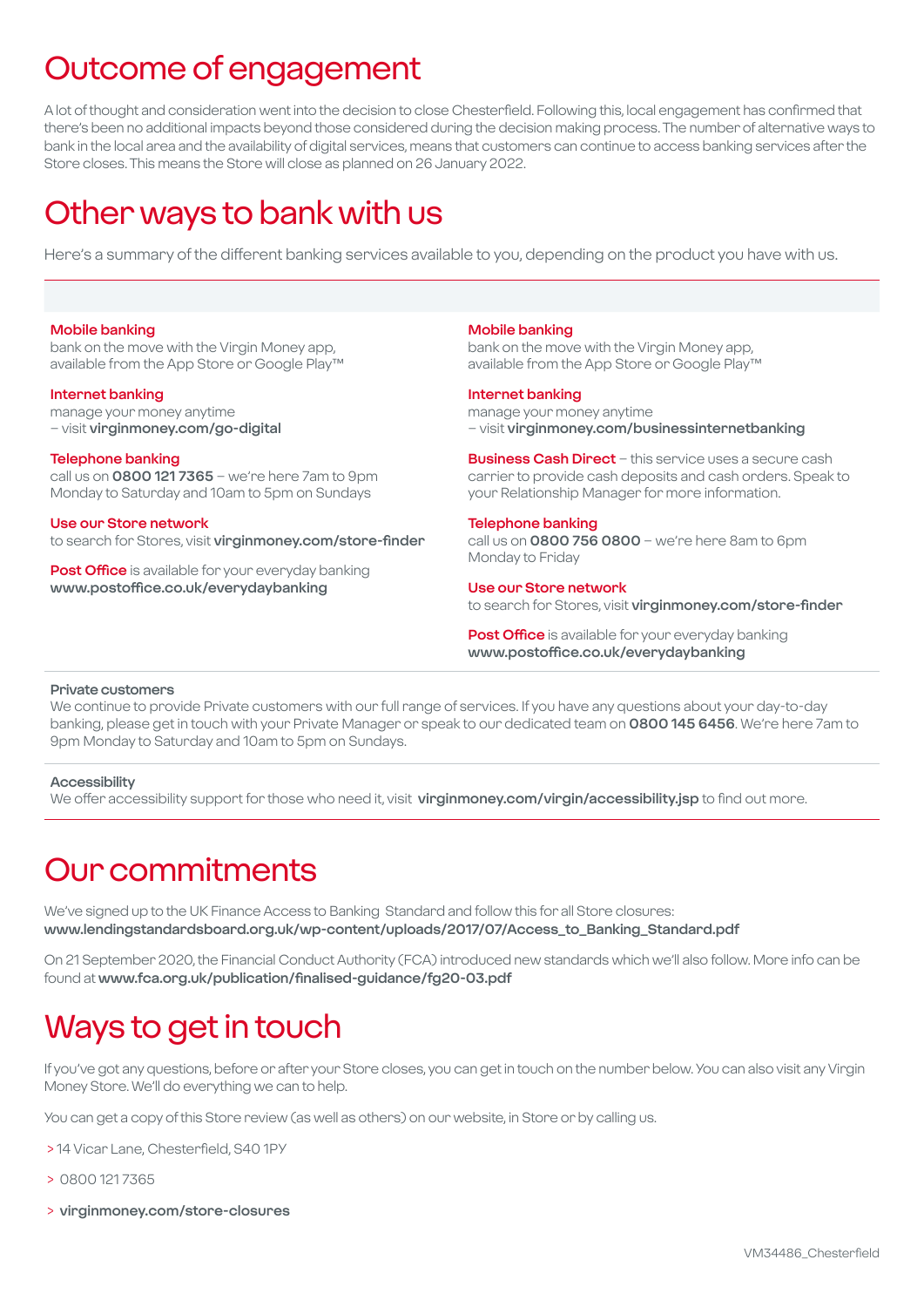# Outcome of engagement

A lot of thought and consideration went into the decision to close Chesterfield. Following this, local engagement has confirmed that there's been no additional impacts beyond those considered during the decision making process. The number of alternative ways to bank in the local area and the availability of digital services, means that customers can continue to access banking services after the Store closes. This means the Store will close as planned on 26 January 2022.

# Other ways to bank with us

Here's a summary of the different banking services available to you, depending on the product you have with us.

**Mobile banking**
bank on the move with the Virgin Money app, available from the App Store or Google Play™

**Internet banking**
manage your money anytime – visit **virginmoney.com/go-digital**

**Telephone banking**
call us on **0800 121 7365** – we're here 7am to 9pm Monday to Saturday and 10am to 5pm on Sundays

**Use our Store network**
to search for Stores, visit **virginmoney.com/store-finder**

**Post Office** is available for your everyday banking **www.postoffice.co.uk/everydaybanking**

**Mobile banking**
bank on the move with the Virgin Money app, available from the App Store or Google Play™

**Internet banking**
manage your money anytime – visit **virginmoney.com/businessinternetbanking**

**Business Cash Direct** – this service uses a secure cash carrier to provide cash deposits and cash orders. Speak to your Relationship Manager for more information.

**Telephone banking**
call us on **0800 756 0800** – we're here 8am to 6pm Monday to Friday

**Use our Store network**
to search for Stores, visit **virginmoney.com/store-finder**

**Post Office** is available for your everyday banking **www.postoffice.co.uk/everydaybanking**

**Private customers**
We continue to provide Private customers with our full range of services. If you have any questions about your day-to-day banking, please get in touch with your Private Manager or speak to our dedicated team on **0800 145 6456**. We're here 7am to 9pm Monday to Saturday and 10am to 5pm on Sundays.

**Accessibility**
We offer accessibility support for those who need it, visit **virginmoney.com/virgin/accessibility.jsp** to find out more.

# Our commitments

We've signed up to the UK Finance Access to Banking Standard and follow this for all Store closures: **www.lendingstandardsboard.org.uk/wp-content/uploads/2017/07/Access_to_Banking_Standard.pdf**

On 21 September 2020, the Financial Conduct Authority (FCA) introduced new standards which we'll also follow. More info can be found at **www.fca.org.uk/publication/finalised-guidance/fg20-03.pdf**

# Ways to get in touch

If you've got any questions, before or after your Store closes, you can get in touch on the number below. You can also visit any Virgin Money Store. We'll do everything we can to help.

You can get a copy of this Store review (as well as others) on our website, in Store or by calling us.

> 14 Vicar Lane, Chesterfield, S40 1PY

> 0800 121 7365

> **virginmoney.com/store-closures**

VM34486_Chesterfield